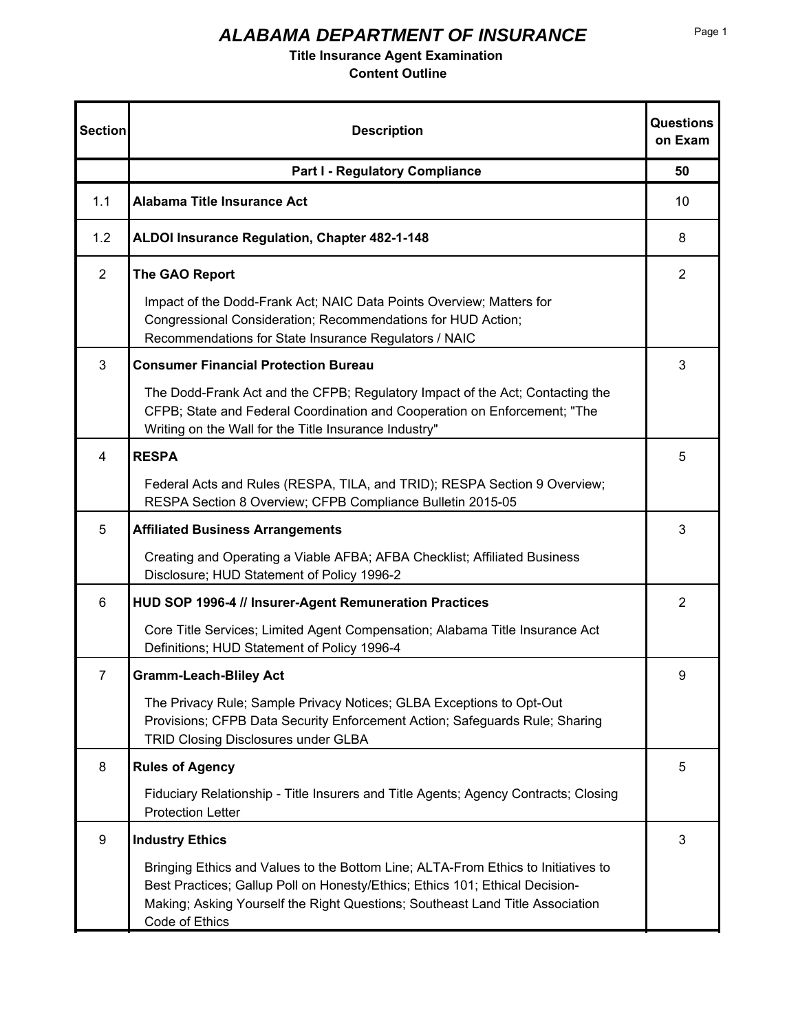# ALABAMA DEPARTMENT OF INSURANCE

## Title Insurance Agent Examination

## Content Outline

| Section | Description | Questions on Exam |
|---|---|---|
| | **Part I - Regulatory Compliance** | **50** |
| 1.1 | **Alabama Title Insurance Act** | 10 |
| 1.2 | **ALDOI Insurance Regulation, Chapter 482-1-148** | 8 |
| 2 | **The GAO Report**<br>Impact of the Dodd-Frank Act; NAIC Data Points Overview; Matters for Congressional Consideration; Recommendations for HUD Action; Recommendations for State Insurance Regulators / NAIC | 2 |
| 3 | **Consumer Financial Protection Bureau**<br>The Dodd-Frank Act and the CFPB; Regulatory Impact of the Act; Contacting the CFPB; State and Federal Coordination and Cooperation on Enforcement; "The Writing on the Wall for the Title Insurance Industry" | 3 |
| 4 | **RESPA**<br>Federal Acts and Rules (RESPA, TILA, and TRID); RESPA Section 9 Overview; RESPA Section 8 Overview; CFPB Compliance Bulletin 2015-05 | 5 |
| 5 | **Affiliated Business Arrangements**<br>Creating and Operating a Viable AFBA; AFBA Checklist; Affiliated Business Disclosure; HUD Statement of Policy 1996-2 | 3 |
| 6 | **HUD SOP 1996-4 // Insurer-Agent Remuneration Practices**<br>Core Title Services; Limited Agent Compensation; Alabama Title Insurance Act Definitions; HUD Statement of Policy 1996-4 | 2 |
| 7 | **Gramm-Leach-Bliley Act**<br>The Privacy Rule; Sample Privacy Notices; GLBA Exceptions to Opt-Out Provisions; CFPB Data Security Enforcement Action; Safeguards Rule; Sharing TRID Closing Disclosures under GLBA | 9 |
| 8 | **Rules of Agency**<br>Fiduciary Relationship - Title Insurers and Title Agents; Agency Contracts; Closing Protection Letter | 5 |
| 9 | **Industry Ethics**<br>Bringing Ethics and Values to the Bottom Line; ALTA-From Ethics to Initiatives to Best Practices; Gallup Poll on Honesty/Ethics; Ethics 101; Ethical Decision-Making; Asking Yourself the Right Questions; Southeast Land Title Association Code of Ethics | 3 |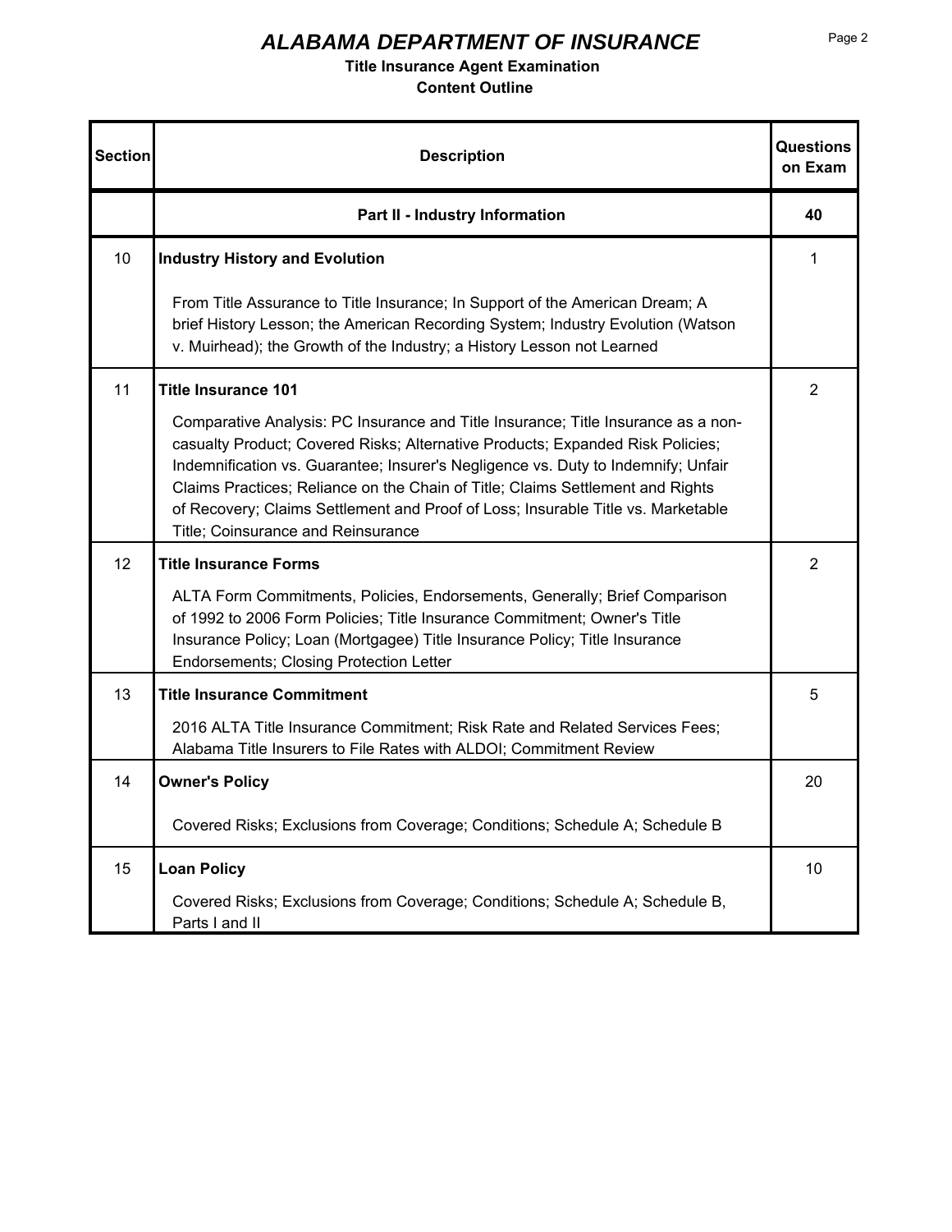# ALABAMA DEPARTMENT OF INSURANCE

**Title Insurance Agent Examination**

**Content Outline**

| Section | Description | Questions on Exam |
|---|---|---|
| | **Part II - Industry Information** | **40** |
| 10 | **Industry History and Evolution**<br><br>From Title Assurance to Title Insurance; In Support of the American Dream; A brief History Lesson; the American Recording System; Industry Evolution (Watson v. Muirhead); the Growth of the Industry; a History Lesson not Learned | 1 |
| 11 | **Title Insurance 101**<br><br>Comparative Analysis: PC Insurance and Title Insurance; Title Insurance as a non-casualty Product; Covered Risks; Alternative Products; Expanded Risk Policies; Indemnification vs. Guarantee; Insurer's Negligence vs. Duty to Indemnify; Unfair Claims Practices; Reliance on the Chain of Title; Claims Settlement and Rights of Recovery; Claims Settlement and Proof of Loss; Insurable Title vs. Marketable Title; Coinsurance and Reinsurance | 2 |
| 12 | **Title Insurance Forms**<br><br>ALTA Form Commitments, Policies, Endorsements, Generally; Brief Comparison of 1992 to 2006 Form Policies; Title Insurance Commitment; Owner's Title Insurance Policy; Loan (Mortgagee) Title Insurance Policy; Title Insurance Endorsements; Closing Protection Letter | 2 |
| 13 | **Title Insurance Commitment**<br><br>2016 ALTA Title Insurance Commitment; Risk Rate and Related Services Fees; Alabama Title Insurers to File Rates with ALDOI; Commitment Review | 5 |
| 14 | **Owner's Policy**<br><br>Covered Risks; Exclusions from Coverage; Conditions; Schedule A; Schedule B | 20 |
| 15 | **Loan Policy**<br><br>Covered Risks; Exclusions from Coverage; Conditions; Schedule A; Schedule B, Parts I and II | 10 |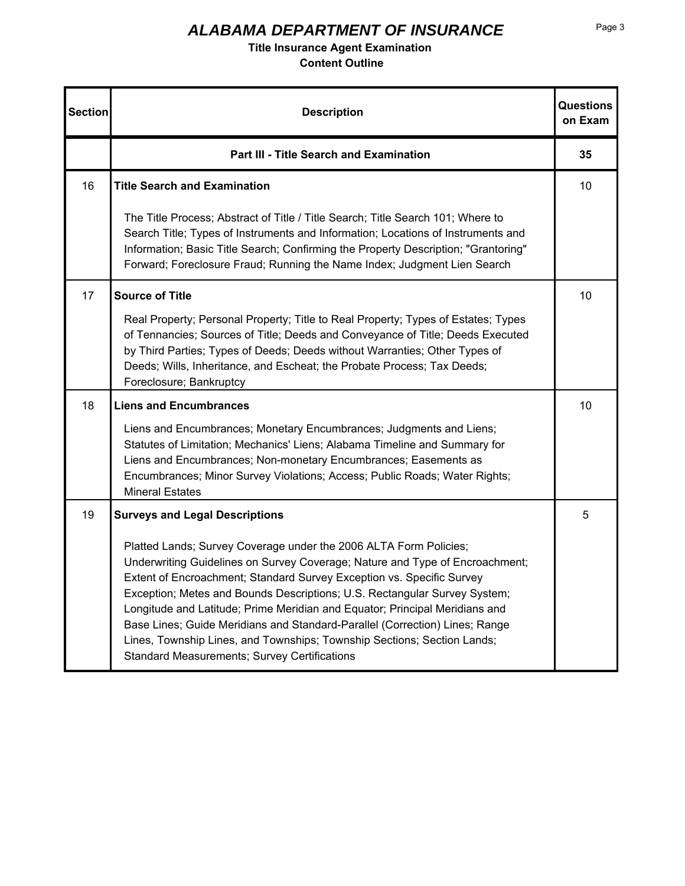# ALABAMA DEPARTMENT OF INSURANCE

**Title Insurance Agent Examination**

**Content Outline**

| Section | Description | Questions on Exam |
|---|---|---|
| | **Part III - Title Search and Examination** | **35** |
| 16 | **Title Search and Examination**<br><br>The Title Process; Abstract of Title / Title Search; Title Search 101; Where to Search Title; Types of Instruments and Information; Locations of Instruments and Information; Basic Title Search; Confirming the Property Description; "Grantoring" Forward; Foreclosure Fraud; Running the Name Index; Judgment Lien Search | 10 |
| 17 | **Source of Title**<br><br>Real Property; Personal Property; Title to Real Property; Types of Estates; Types of Tennancies; Sources of Title; Deeds and Conveyance of Title; Deeds Executed by Third Parties; Types of Deeds; Deeds without Warranties; Other Types of Deeds; Wills, Inheritance, and Escheat; the Probate Process; Tax Deeds; Foreclosure; Bankruptcy | 10 |
| 18 | **Liens and Encumbrances**<br><br>Liens and Encumbrances; Monetary Encumbrances; Judgments and Liens; Statutes of Limitation; Mechanics' Liens; Alabama Timeline and Summary for Liens and Encumbrances; Non-monetary Encumbrances; Easements as Encumbrances; Minor Survey Violations; Access; Public Roads; Water Rights; Mineral Estates | 10 |
| 19 | **Surveys and Legal Descriptions**<br><br>Platted Lands; Survey Coverage under the 2006 ALTA Form Policies; Underwriting Guidelines on Survey Coverage; Nature and Type of Encroachment; Extent of Encroachment; Standard Survey Exception vs. Specific Survey Exception; Metes and Bounds Descriptions; U.S. Rectangular Survey System; Longitude and Latitude; Prime Meridian and Equator; Principal Meridians and Base Lines; Guide Meridians and Standard-Parallel (Correction) Lines; Range Lines, Township Lines, and Townships; Township Sections; Section Lands; Standard Measurements; Survey Certifications | 5 |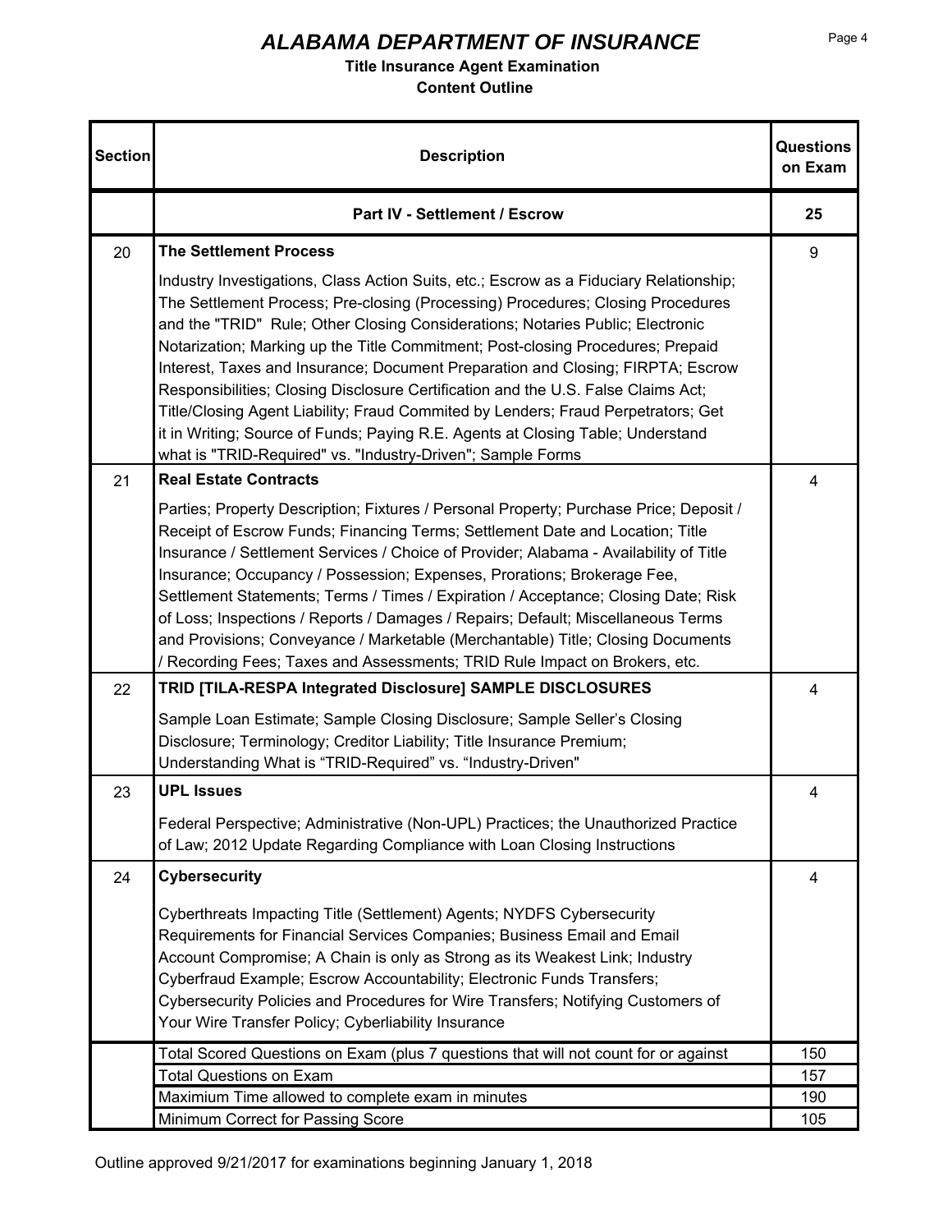# *ALABAMA DEPARTMENT OF INSURANCE*

**Title Insurance Agent Examination**

**Content Outline**

| Section | Description | Questions on Exam |
| --- | --- | --- |
| | **Part IV - Settlement / Escrow** | **25** |
| 20 | **The Settlement Process**<br>Industry Investigations, Class Action Suits, etc.; Escrow as a Fiduciary Relationship; The Settlement Process; Pre-closing (Processing) Procedures; Closing Procedures and the "TRID" Rule; Other Closing Considerations; Notaries Public; Electronic Notarization; Marking up the Title Commitment; Post-closing Procedures; Prepaid Interest, Taxes and Insurance; Document Preparation and Closing; FIRPTA; Escrow Responsibilities; Closing Disclosure Certification and the U.S. False Claims Act; Title/Closing Agent Liability; Fraud Commited by Lenders; Fraud Perpetrators; Get it in Writing; Source of Funds; Paying R.E. Agents at Closing Table; Understand what is "TRID-Required" vs. "Industry-Driven"; Sample Forms | 9 |
| 21 | **Real Estate Contracts**<br>Parties; Property Description; Fixtures / Personal Property; Purchase Price; Deposit / Receipt of Escrow Funds; Financing Terms; Settlement Date and Location; Title Insurance / Settlement Services / Choice of Provider; Alabama - Availability of Title Insurance; Occupancy / Possession; Expenses, Prorations; Brokerage Fee, Settlement Statements; Terms / Times / Expiration / Acceptance; Closing Date; Risk of Loss; Inspections / Reports / Damages / Repairs; Default; Miscellaneous Terms and Provisions; Conveyance / Marketable (Merchantable) Title; Closing Documents / Recording Fees; Taxes and Assessments; TRID Rule Impact on Brokers, etc. | 4 |
| 22 | **TRID [TILA-RESPA Integrated Disclosure] SAMPLE DISCLOSURES**<br>Sample Loan Estimate; Sample Closing Disclosure; Sample Seller's Closing Disclosure; Terminology; Creditor Liability; Title Insurance Premium; Understanding What is "TRID-Required" vs. "Industry-Driven" | 4 |
| 23 | **UPL Issues**<br>Federal Perspective; Administrative (Non-UPL) Practices; the Unauthorized Practice of Law; 2012 Update Regarding Compliance with Loan Closing Instructions | 4 |
| 24 | **Cybersecurity**<br>Cyberthreats Impacting Title (Settlement) Agents; NYDFS Cybersecurity Requirements for Financial Services Companies; Business Email and Email Account Compromise; A Chain is only as Strong as its Weakest Link; Industry Cyberfraud Example; Escrow Accountability; Electronic Funds Transfers; Cybersecurity Policies and Procedures for Wire Transfers; Notifying Customers of Your Wire Transfer Policy; Cyberliability Insurance | 4 |
| | Total Scored Questions on Exam (plus 7 questions that will not count for or against | 150 |
| | Total Questions on Exam | 157 |
| | Maximium Time allowed to complete exam in minutes | 190 |
| | Minimum Correct for Passing Score | 105 |

Outline approved 9/21/2017 for examinations beginning January 1, 2018